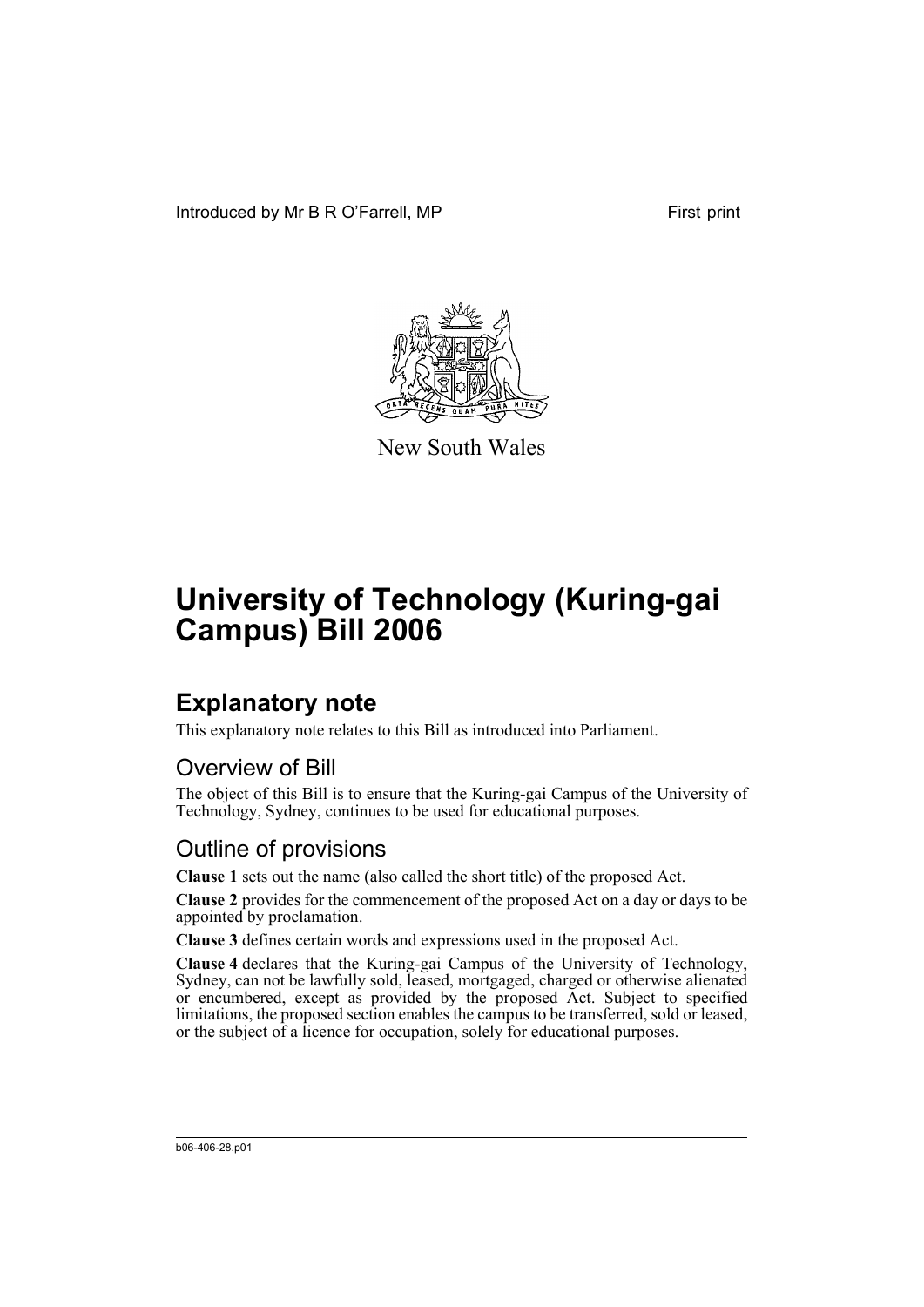Introduced by Mr B R O'Farrell, MP

First print

New South Wales

# University of Technology (Kuring-gai Campus) Bill 2006

## Explanatory note

This explanatory note relates to this Bill as introduced into Parliament.

### Overview of Bill

The object of this Bill is to ensure that the Kuring-gai Campus of the University of Technology, Sydney, continues to be used for educational purposes.

### Outline of provisions

**Clause 1** sets out the name (also called the short title) of the proposed Act.

**Clause 2** provides for the commencement of the proposed Act on a day or days to be appointed by proclamation.

**Clause 3** defines certain words and expressions used in the proposed Act.

**Clause 4** declares that the Kuring-gai Campus of the University of Technology, Sydney, can not be lawfully sold, leased, mortgaged, charged or otherwise alienated or encumbered, except as provided by the proposed Act. Subject to specified limitations, the proposed section enables the campus to be transferred, sold or leased, or the subject of a licence for occupation, solely for educational purposes.

b06-406-28.p01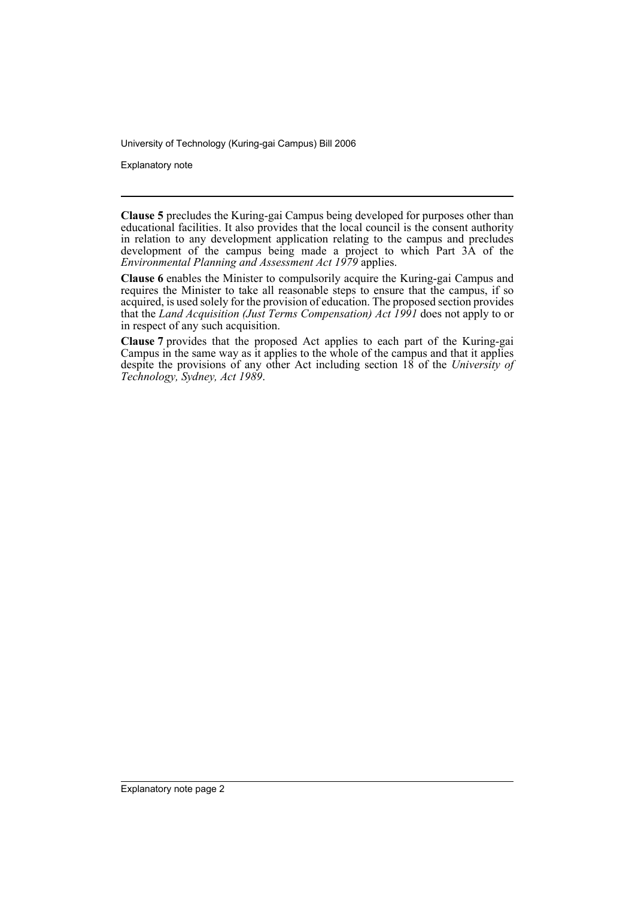**Clause 5** precludes the Kuring-gai Campus being developed for purposes other than educational facilities. It also provides that the local council is the consent authority in relation to any development application relating to the campus and precludes development of the campus being made a project to which Part 3A of the *Environmental Planning and Assessment Act 1979* applies.

**Clause 6** enables the Minister to compulsorily acquire the Kuring-gai Campus and requires the Minister to take all reasonable steps to ensure that the campus, if so acquired, is used solely for the provision of education. The proposed section provides that the *Land Acquisition (Just Terms Compensation) Act 1991* does not apply to or in respect of any such acquisition.

**Clause 7** provides that the proposed Act applies to each part of the Kuring-gai Campus in the same way as it applies to the whole of the campus and that it applies despite the provisions of any other Act including section 18 of the *University of Technology, Sydney, Act 1989*.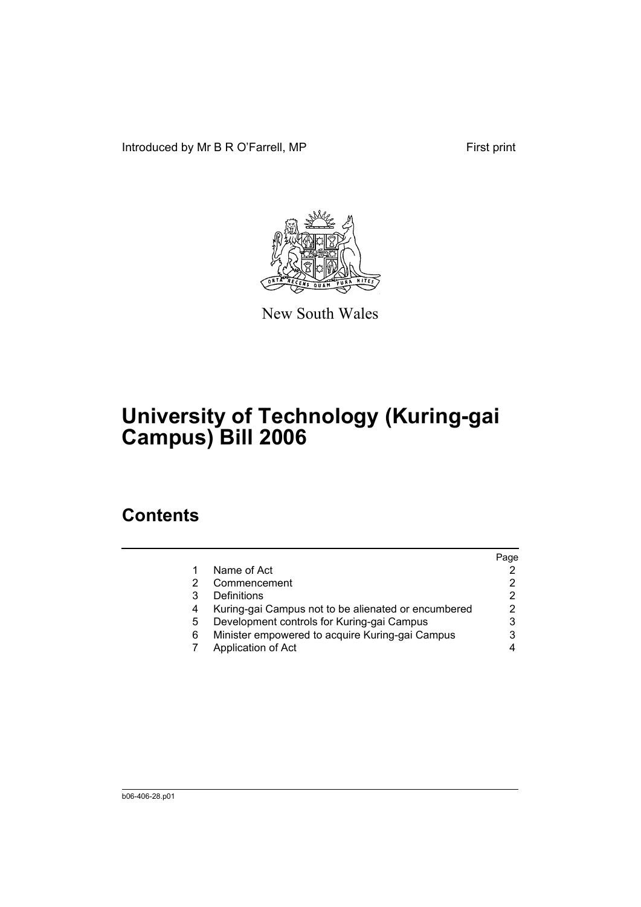Introduced by Mr B R O'Farrell, MP First print

New South Wales

# University of Technology (Kuring-gai Campus) Bill 2006

## Contents

| | | Page |
|---|---|---|
| 1 | Name of Act | 2 |
| 2 | Commencement | 2 |
| 3 | Definitions | 2 |
| 4 | Kuring-gai Campus not to be alienated or encumbered | 2 |
| 5 | Development controls for Kuring-gai Campus | 3 |
| 6 | Minister empowered to acquire Kuring-gai Campus | 3 |
| 7 | Application of Act | 4 |

b06-406-28.p01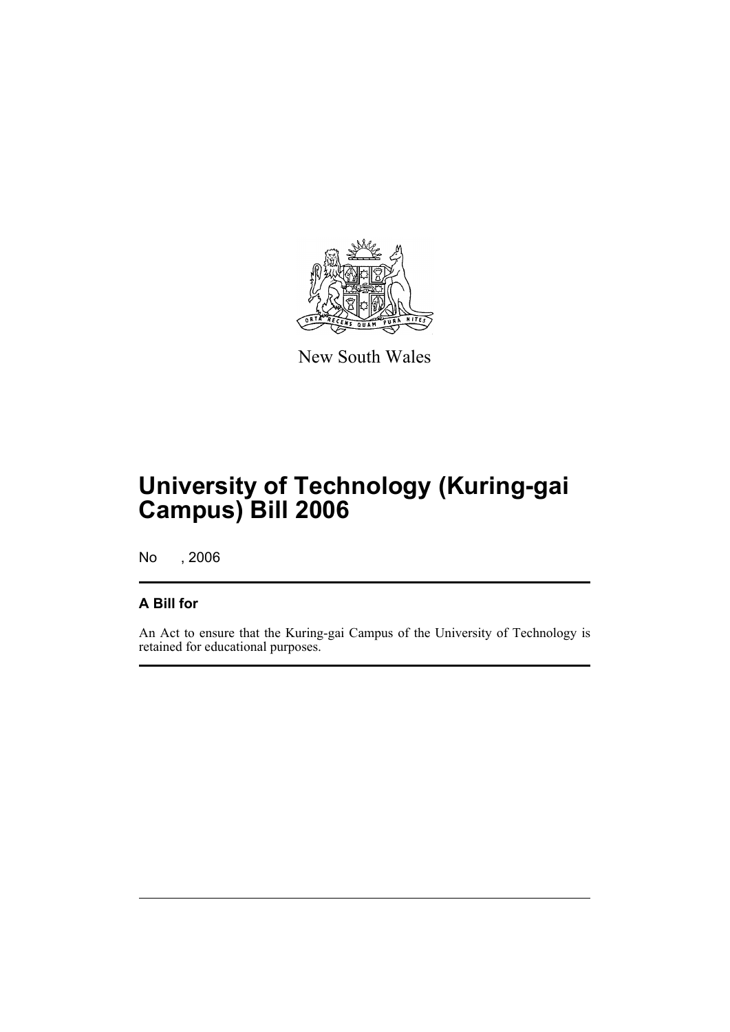New South Wales

# University of Technology (Kuring-gai Campus) Bill 2006

No , 2006

## A Bill for

An Act to ensure that the Kuring-gai Campus of the University of Technology is retained for educational purposes.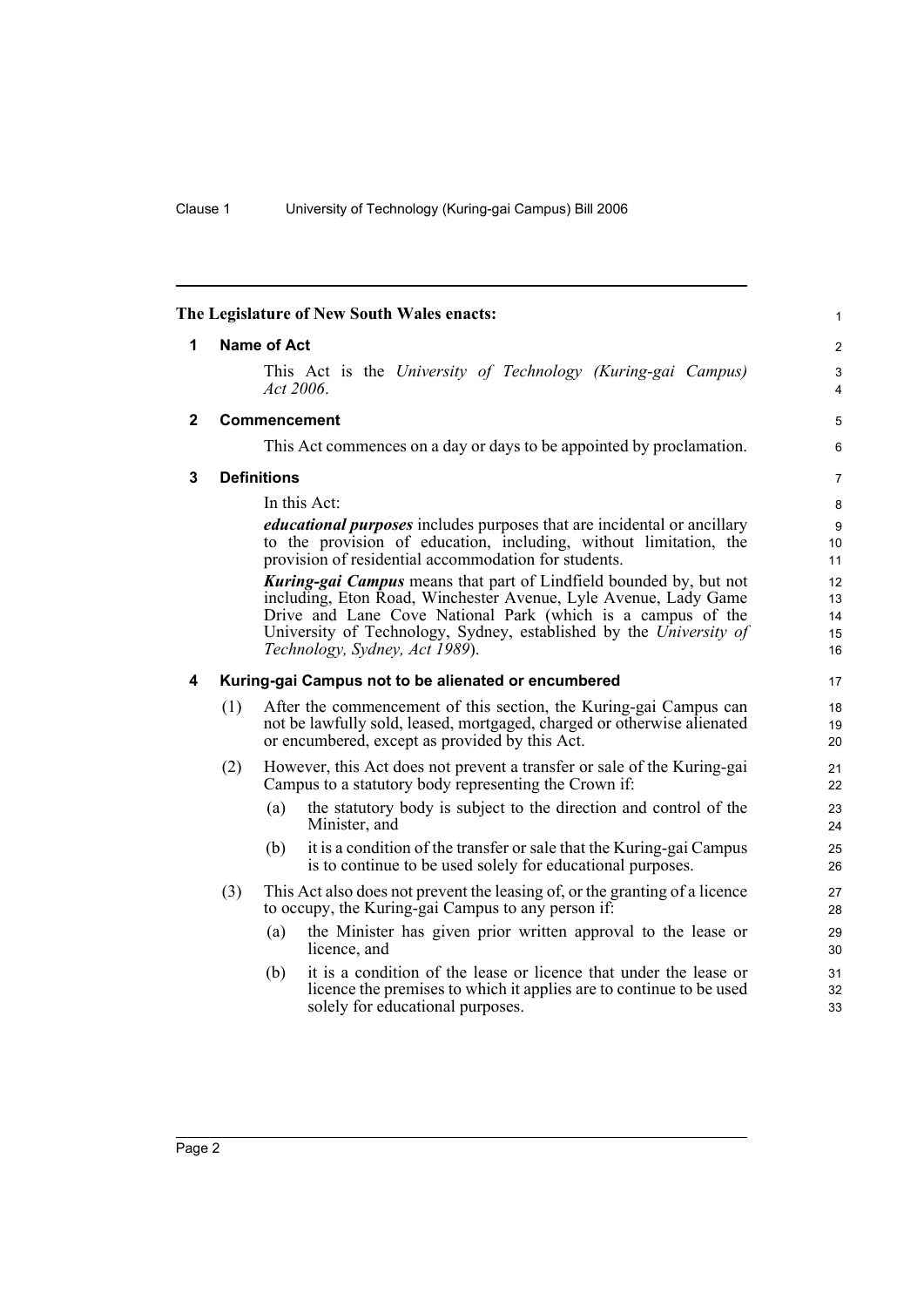**The Legislature of New South Wales enacts:**

## 1 Name of Act

This Act is the *University of Technology (Kuring-gai Campus) Act 2006*.

## 2 Commencement

This Act commences on a day or days to be appointed by proclamation.

## 3 Definitions

In this Act:

***educational purposes*** includes purposes that are incidental or ancillary to the provision of education, including, without limitation, the provision of residential accommodation for students.

***Kuring-gai Campus*** means that part of Lindfield bounded by, but not including, Eton Road, Winchester Avenue, Lyle Avenue, Lady Game Drive and Lane Cove National Park (which is a campus of the University of Technology, Sydney, established by the *University of Technology, Sydney, Act 1989*).

## 4 Kuring-gai Campus not to be alienated or encumbered

(1) After the commencement of this section, the Kuring-gai Campus can not be lawfully sold, leased, mortgaged, charged or otherwise alienated or encumbered, except as provided by this Act.

(2) However, this Act does not prevent a transfer or sale of the Kuring-gai Campus to a statutory body representing the Crown if:

- (a) the statutory body is subject to the direction and control of the Minister, and
- (b) it is a condition of the transfer or sale that the Kuring-gai Campus is to continue to be used solely for educational purposes.

(3) This Act also does not prevent the leasing of, or the granting of a licence to occupy, the Kuring-gai Campus to any person if:

- (a) the Minister has given prior written approval to the lease or licence, and
- (b) it is a condition of the lease or licence that under the lease or licence the premises to which it applies are to continue to be used solely for educational purposes.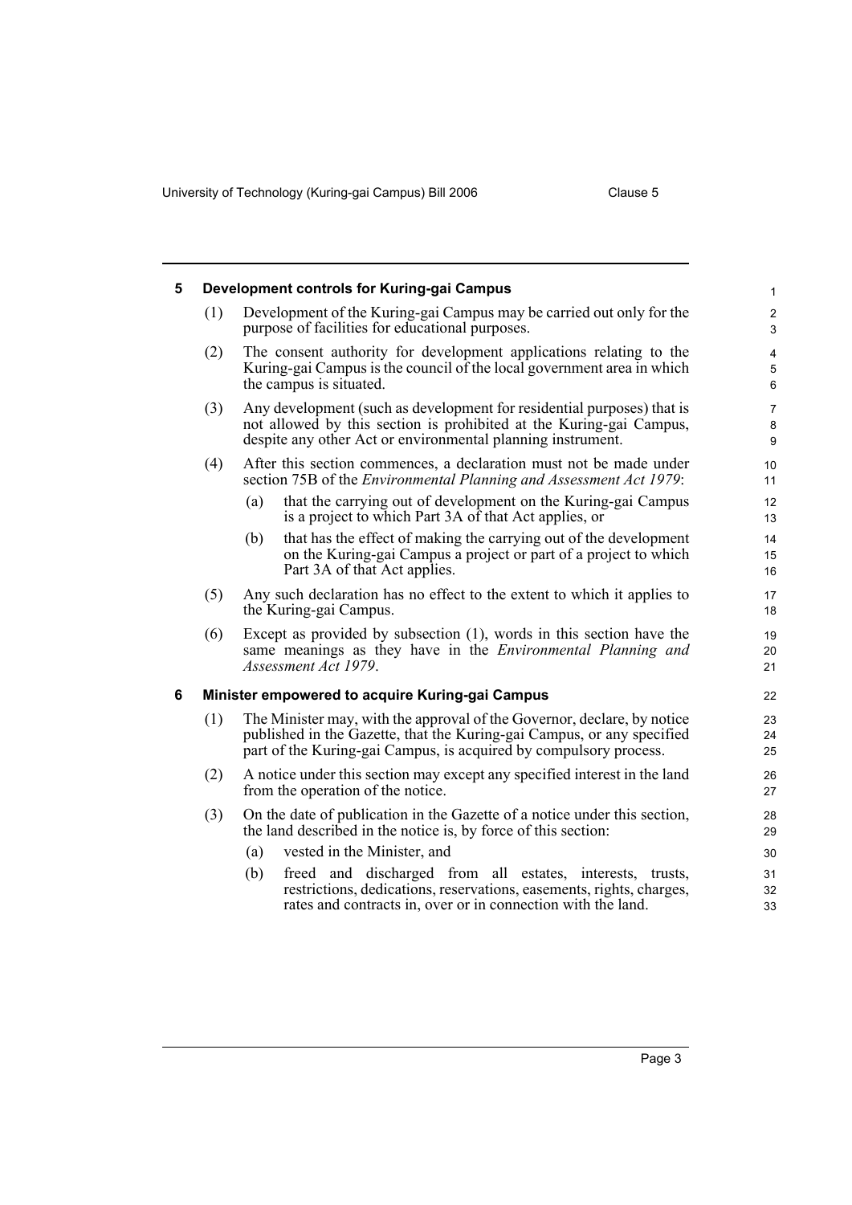## 5 Development controls for Kuring-gai Campus

(1) Development of the Kuring-gai Campus may be carried out only for the purpose of facilities for educational purposes.

(2) The consent authority for development applications relating to the Kuring-gai Campus is the council of the local government area in which the campus is situated.

(3) Any development (such as development for residential purposes) that is not allowed by this section is prohibited at the Kuring-gai Campus, despite any other Act or environmental planning instrument.

(4) After this section commences, a declaration must not be made under section 75B of the *Environmental Planning and Assessment Act 1979*:

- (a) that the carrying out of development on the Kuring-gai Campus is a project to which Part 3A of that Act applies, or
- (b) that has the effect of making the carrying out of the development on the Kuring-gai Campus a project or part of a project to which Part 3A of that Act applies.

(5) Any such declaration has no effect to the extent to which it applies to the Kuring-gai Campus.

(6) Except as provided by subsection (1), words in this section have the same meanings as they have in the *Environmental Planning and Assessment Act 1979*.

## 6 Minister empowered to acquire Kuring-gai Campus

(1) The Minister may, with the approval of the Governor, declare, by notice published in the Gazette, that the Kuring-gai Campus, or any specified part of the Kuring-gai Campus, is acquired by compulsory process.

(2) A notice under this section may except any specified interest in the land from the operation of the notice.

(3) On the date of publication in the Gazette of a notice under this section, the land described in the notice is, by force of this section:

- (a) vested in the Minister, and
- (b) freed and discharged from all estates, interests, trusts, restrictions, dedications, reservations, easements, rights, charges, rates and contracts in, over or in connection with the land.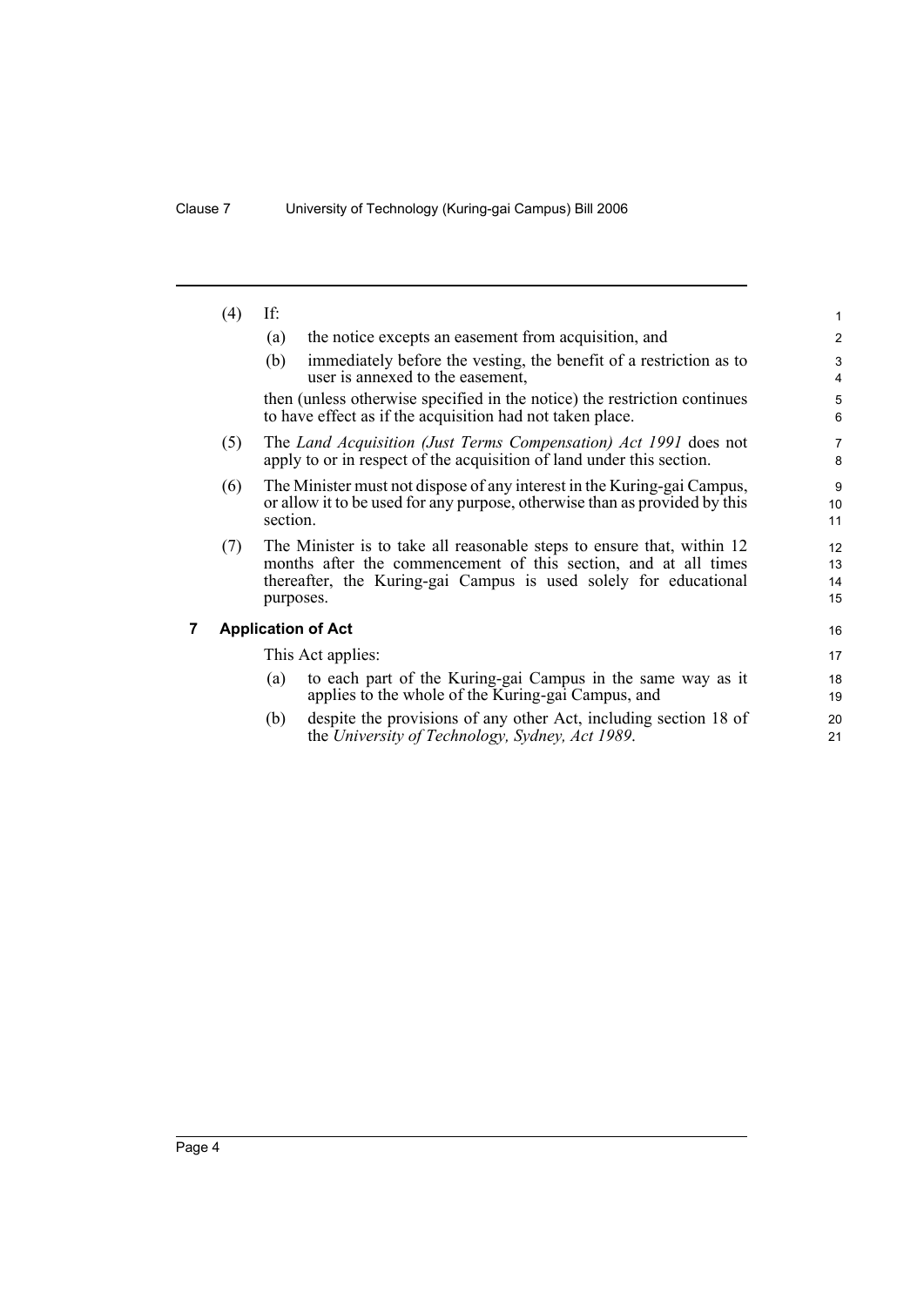(4) If:

(a) the notice excepts an easement from acquisition, and

(b) immediately before the vesting, the benefit of a restriction as to user is annexed to the easement,

then (unless otherwise specified in the notice) the restriction continues to have effect as if the acquisition had not taken place.

(5) The *Land Acquisition (Just Terms Compensation) Act 1991* does not apply to or in respect of the acquisition of land under this section.

(6) The Minister must not dispose of any interest in the Kuring-gai Campus, or allow it to be used for any purpose, otherwise than as provided by this section.

(7) The Minister is to take all reasonable steps to ensure that, within 12 months after the commencement of this section, and at all times thereafter, the Kuring-gai Campus is used solely for educational purposes.

## 7 Application of Act

This Act applies:

(a) to each part of the Kuring-gai Campus in the same way as it applies to the whole of the Kuring-gai Campus, and

(b) despite the provisions of any other Act, including section 18 of the *University of Technology, Sydney, Act 1989*.